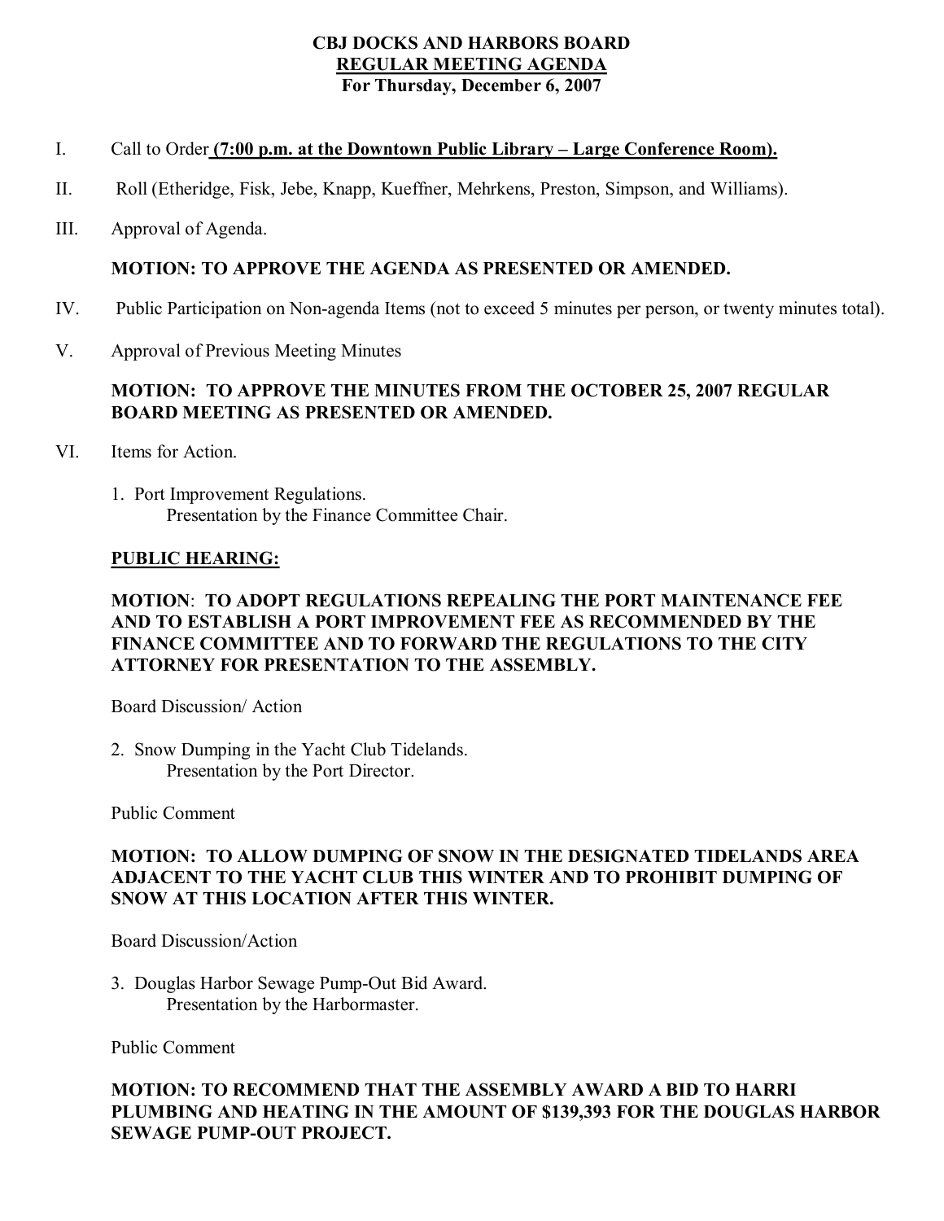# CBJ DOCKS AND HARBORS BOARD
## <u>REGULAR MEETING AGENDA</u>
### For Thursday, December 6, 2007

I. Call to Order **<u>(7:00 p.m. at the Downtown Public Library – Large Conference Room).</u>**

II. Roll (Etheridge, Fisk, Jebe, Knapp, Kueffner, Mehrkens, Preston, Simpson, and Williams).

III. Approval of Agenda.

**MOTION: TO APPROVE THE AGENDA AS PRESENTED OR AMENDED.**

IV. Public Participation on Non-agenda Items (not to exceed 5 minutes per person, or twenty minutes total).

V. Approval of Previous Meeting Minutes

**MOTION: TO APPROVE THE MINUTES FROM THE OCTOBER 25, 2007 REGULAR BOARD MEETING AS PRESENTED OR AMENDED.**

VI. Items for Action.

1. Port Improvement Regulations.
   Presentation by the Finance Committee Chair.

**<u>PUBLIC HEARING:</u>**

**MOTION: TO ADOPT REGULATIONS REPEALING THE PORT MAINTENANCE FEE AND TO ESTABLISH A PORT IMPROVEMENT FEE AS RECOMMENDED BY THE FINANCE COMMITTEE AND TO FORWARD THE REGULATIONS TO THE CITY ATTORNEY FOR PRESENTATION TO THE ASSEMBLY.**

Board Discussion/ Action

2. Snow Dumping in the Yacht Club Tidelands.
   Presentation by the Port Director.

Public Comment

**MOTION: TO ALLOW DUMPING OF SNOW IN THE DESIGNATED TIDELANDS AREA ADJACENT TO THE YACHT CLUB THIS WINTER AND TO PROHIBIT DUMPING OF SNOW AT THIS LOCATION AFTER THIS WINTER.**

Board Discussion/Action

3. Douglas Harbor Sewage Pump-Out Bid Award.
   Presentation by the Harbormaster.

Public Comment

**MOTION: TO RECOMMEND THAT THE ASSEMBLY AWARD A BID TO HARRI PLUMBING AND HEATING IN THE AMOUNT OF $139,393 FOR THE DOUGLAS HARBOR SEWAGE PUMP-OUT PROJECT.**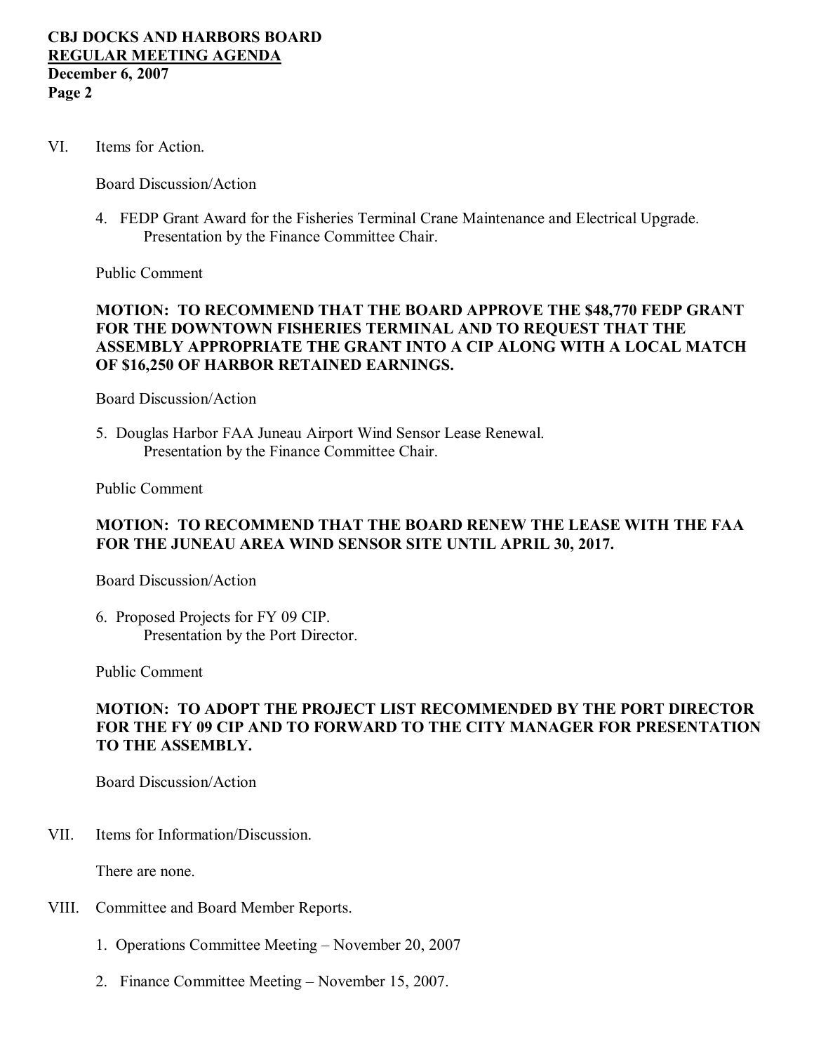VI. Items for Action.

Board Discussion/Action

4. FEDP Grant Award for the Fisheries Terminal Crane Maintenance and Electrical Upgrade.
   Presentation by the Finance Committee Chair.

Public Comment

**MOTION: TO RECOMMEND THAT THE BOARD APPROVE THE $48,770 FEDP GRANT FOR THE DOWNTOWN FISHERIES TERMINAL AND TO REQUEST THAT THE ASSEMBLY APPROPRIATE THE GRANT INTO A CIP ALONG WITH A LOCAL MATCH OF $16,250 OF HARBOR RETAINED EARNINGS.**

Board Discussion/Action

5. Douglas Harbor FAA Juneau Airport Wind Sensor Lease Renewal.
   Presentation by the Finance Committee Chair.

Public Comment

**MOTION: TO RECOMMEND THAT THE BOARD RENEW THE LEASE WITH THE FAA FOR THE JUNEAU AREA WIND SENSOR SITE UNTIL APRIL 30, 2017.**

Board Discussion/Action

6. Proposed Projects for FY 09 CIP.
   Presentation by the Port Director.

Public Comment

**MOTION: TO ADOPT THE PROJECT LIST RECOMMENDED BY THE PORT DIRECTOR FOR THE FY 09 CIP AND TO FORWARD TO THE CITY MANAGER FOR PRESENTATION TO THE ASSEMBLY.**

Board Discussion/Action

VII. Items for Information/Discussion.

There are none.

VIII. Committee and Board Member Reports.

1. Operations Committee Meeting – November 20, 2007
2. Finance Committee Meeting – November 15, 2007.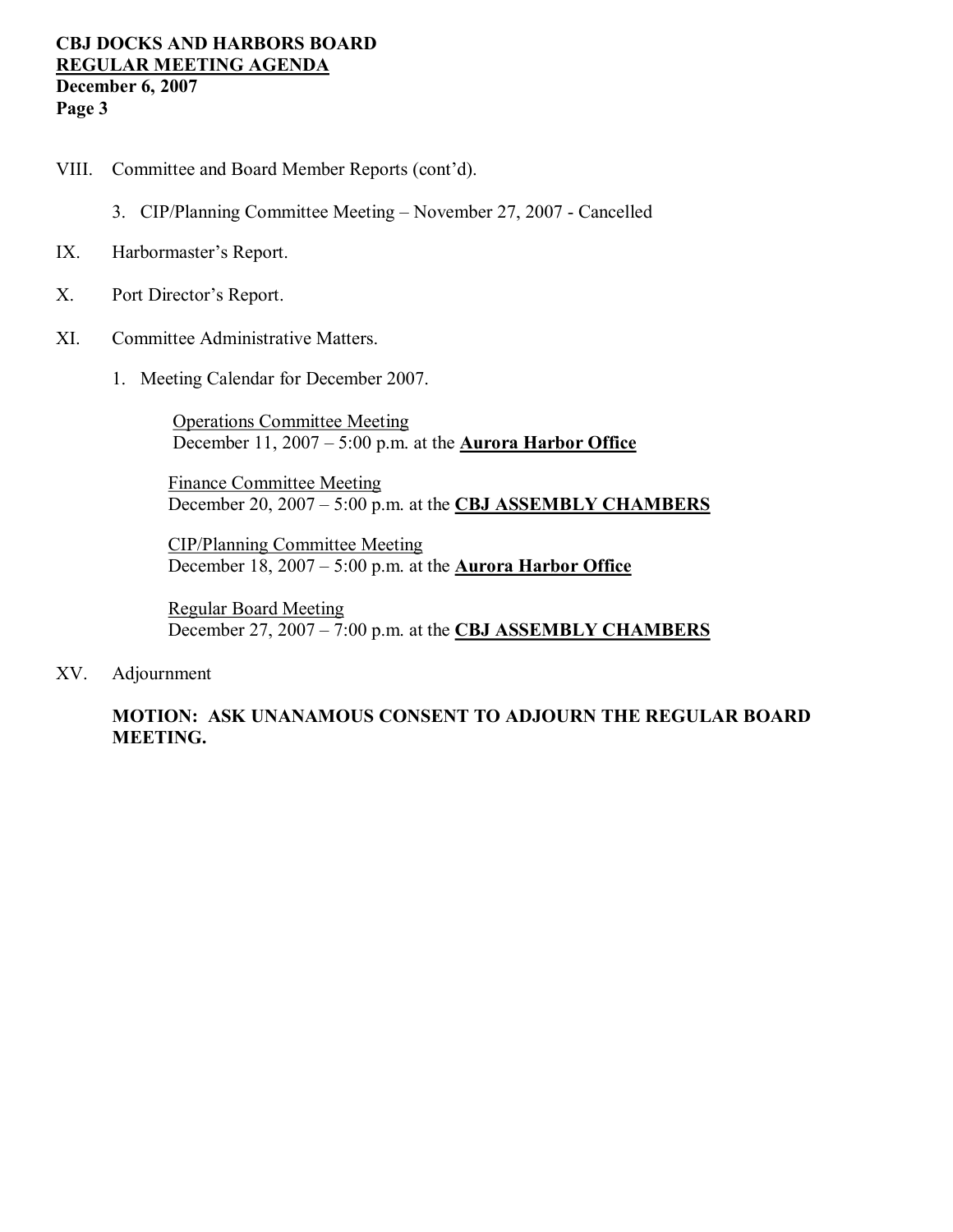VIII. Committee and Board Member Reports (cont'd).

3. CIP/Planning Committee Meeting – November 27, 2007 - Cancelled

IX. Harbormaster's Report.

X. Port Director's Report.

XI. Committee Administrative Matters.

1. Meeting Calendar for December 2007.

Operations Committee Meeting
December 11, 2007 – 5:00 p.m. at the **Aurora Harbor Office**

Finance Committee Meeting
December 20, 2007 – 5:00 p.m. at the **CBJ ASSEMBLY CHAMBERS**

CIP/Planning Committee Meeting
December 18, 2007 – 5:00 p.m. at the **Aurora Harbor Office**

Regular Board Meeting
December 27, 2007 – 7:00 p.m. at the **CBJ ASSEMBLY CHAMBERS**

XV. Adjournment

**MOTION: ASK UNANAMOUS CONSENT TO ADJOURN THE REGULAR BOARD MEETING.**